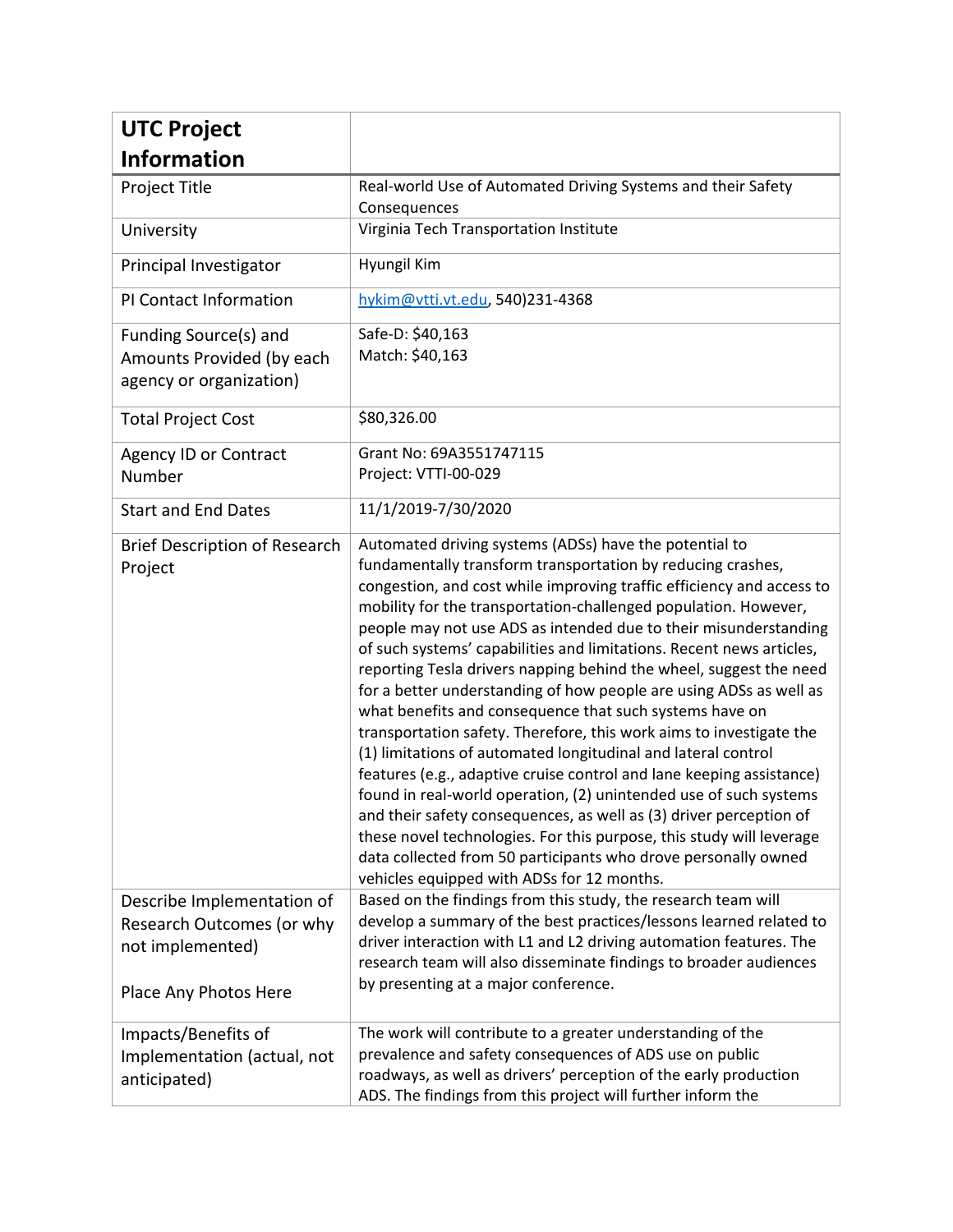| UTC Project Information | |
|---|---|
| Project Title | Real-world Use of Automated Driving Systems and their Safety Consequences |
| University | Virginia Tech Transportation Institute |
| Principal Investigator | Hyungil Kim |
| PI Contact Information | hykim@vtti.vt.edu, 540)231-4368 |
| Funding Source(s) and Amounts Provided (by each agency or organization) | Safe-D: $40,163<br>Match: $40,163 |
| Total Project Cost | $80,326.00 |
| Agency ID or Contract Number | Grant No: 69A3551747115<br>Project: VTTI-00-029 |
| Start and End Dates | 11/1/2019-7/30/2020 |
| Brief Description of Research Project | Automated driving systems (ADSs) have the potential to fundamentally transform transportation by reducing crashes, congestion, and cost while improving traffic efficiency and access to mobility for the transportation-challenged population. However, people may not use ADS as intended due to their misunderstanding of such systems' capabilities and limitations. Recent news articles, reporting Tesla drivers napping behind the wheel, suggest the need for a better understanding of how people are using ADSs as well as what benefits and consequence that such systems have on transportation safety. Therefore, this work aims to investigate the (1) limitations of automated longitudinal and lateral control features (e.g., adaptive cruise control and lane keeping assistance) found in real-world operation, (2) unintended use of such systems and their safety consequences, as well as (3) driver perception of these novel technologies. For this purpose, this study will leverage data collected from 50 participants who drove personally owned vehicles equipped with ADSs for 12 months. |
| Describe Implementation of Research Outcomes (or why not implemented)<br><br>Place Any Photos Here | Based on the findings from this study, the research team will develop a summary of the best practices/lessons learned related to driver interaction with L1 and L2 driving automation features. The research team will also disseminate findings to broader audiences by presenting at a major conference. |
| Impacts/Benefits of Implementation (actual, not anticipated) | The work will contribute to a greater understanding of the prevalence and safety consequences of ADS use on public roadways, as well as drivers' perception of the early production ADS. The findings from this project will further inform the |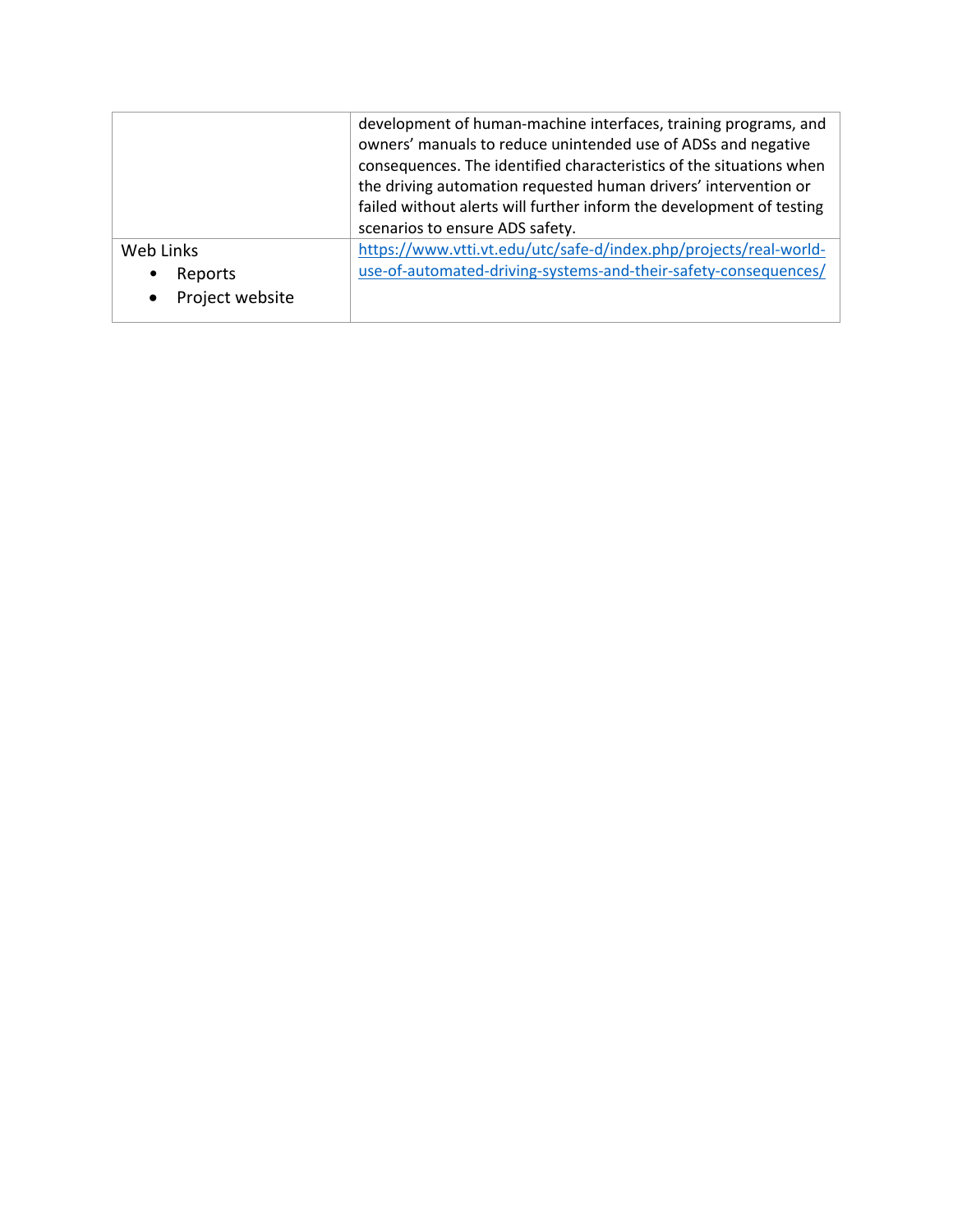| | |
|---|---|
| | development of human-machine interfaces, training programs, and owners' manuals to reduce unintended use of ADSs and negative consequences. The identified characteristics of the situations when the driving automation requested human drivers' intervention or failed without alerts will further inform the development of testing scenarios to ensure ADS safety. |
| Web Links<br>• Reports<br>• Project website | https://www.vtti.vt.edu/utc/safe-d/index.php/projects/real-world-use-of-automated-driving-systems-and-their-safety-consequences/ |